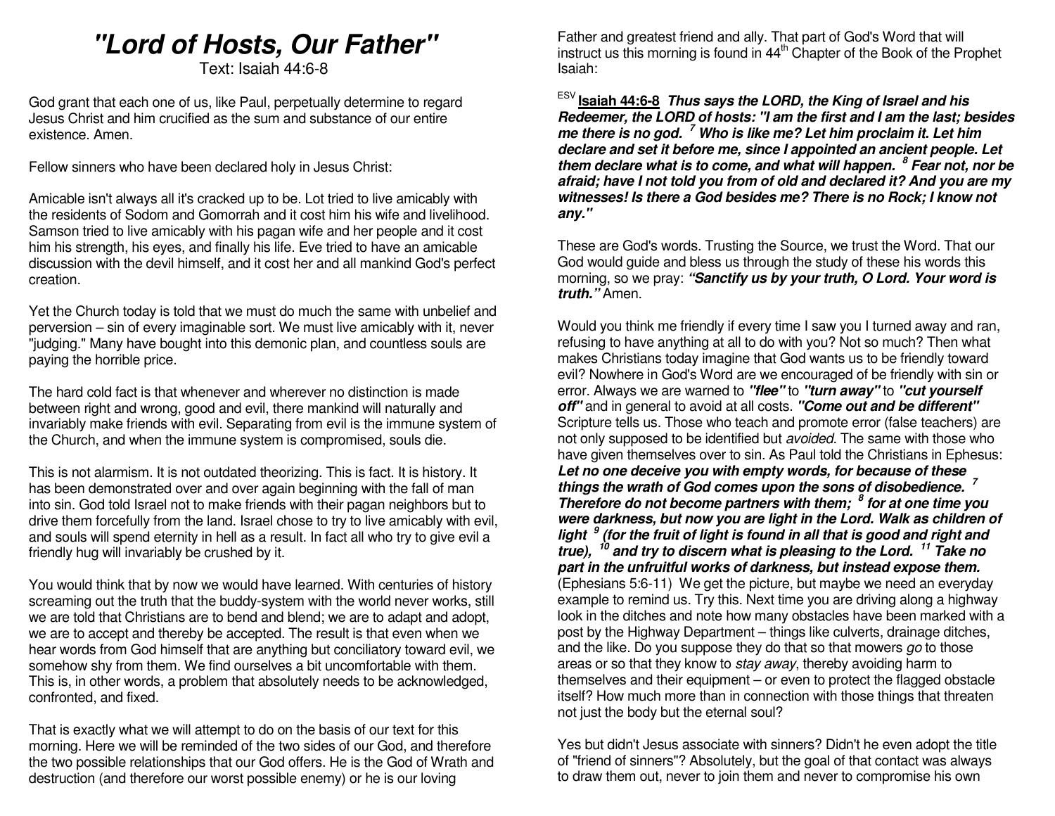# *"Lord of Hosts, Our Father"*

Text: Isaiah 44:6-8

God grant that each one of us, like Paul, perpetually determine to regard Jesus Christ and him crucified as the sum and substance of our entire existence. Amen.

Fellow sinners who have been declared holy in Jesus Christ:

Amicable isn't always all it's cracked up to be. Lot tried to live amicably with the residents of Sodom and Gomorrah and it cost him his wife and livelihood. Samson tried to live amicably with his pagan wife and her people and it cost him his strength, his eyes, and finally his life. Eve tried to have an amicable discussion with the devil himself, and it cost her and all mankind God's perfect creation.

Yet the Church today is told that we must do much the same with unbelief and perversion – sin of every imaginable sort. We must live amicably with it, never "judging." Many have bought into this demonic plan, and countless souls are paying the horrible price.

The hard cold fact is that whenever and wherever no distinction is made between right and wrong, good and evil, there mankind will naturally and invariably make friends with evil. Separating from evil is the immune system of the Church, and when the immune system is compromised, souls die.

This is not alarmism. It is not outdated theorizing. This is fact. It is history. It has been demonstrated over and over again beginning with the fall of man into sin. God told Israel not to make friends with their pagan neighbors but to drive them forcefully from the land. Israel chose to try to live amicably with evil, and souls will spend eternity in hell as a result. In fact all who try to give evil a friendly hug will invariably be crushed by it.

You would think that by now we would have learned. With centuries of history screaming out the truth that the buddy-system with the world never works, still we are told that Christians are to bend and blend; we are to adapt and adopt, we are to accept and thereby be accepted. The result is that even when we hear words from God himself that are anything but conciliatory toward evil, we somehow shy from them. We find ourselves a bit uncomfortable with them. This is, in other words, a problem that absolutely needs to be acknowledged, confronted, and fixed.

That is exactly what we will attempt to do on the basis of our text for this morning. Here we will be reminded of the two sides of our God, and therefore the two possible relationships that our God offers. He is the God of Wrath and destruction (and therefore our worst possible enemy) or he is our loving Father and greatest friend and ally. That part of God's Word that will instruct us this morning is found in 44th Chapter of the Book of the Prophet Isaiah:

ESV **Isaiah 44:6-8** ***Thus says the LORD, the King of Israel and his Redeemer, the LORD of hosts: "I am the first and I am the last; besides me there is no god. [7] Who is like me? Let him proclaim it. Let him declare and set it before me, since I appointed an ancient people. Let them declare what is to come, and what will happen. [8] Fear not, nor be afraid; have I not told you from of old and declared it? And you are my witnesses! Is there a God besides me? There is no Rock; I know not any."***

These are God's words. Trusting the Source, we trust the Word. That our God would guide and bless us through the study of these his words this morning, so we pray: ***"Sanctify us by your truth, O Lord. Your word is truth."*** Amen.

Would you think me friendly if every time I saw you I turned away and ran, refusing to have anything at all to do with you? Not so much? Then what makes Christians today imagine that God wants us to be friendly toward evil? Nowhere in God's Word are we encouraged of be friendly with sin or error. Always we are warned to ***"flee"*** to ***"turn away"*** to ***"cut yourself off"*** and in general to avoid at all costs. ***"Come out and be different"*** Scripture tells us. Those who teach and promote error (false teachers) are not only supposed to be identified but *avoided*. The same with those who have given themselves over to sin. As Paul told the Christians in Ephesus: ***Let no one deceive you with empty words, for because of these things the wrath of God comes upon the sons of disobedience. [7] Therefore do not become partners with them; [8] for at one time you were darkness, but now you are light in the Lord. Walk as children of light [9] (for the fruit of light is found in all that is good and right and true), [10] and try to discern what is pleasing to the Lord. [11] Take no part in the unfruitful works of darkness, but instead expose them.*** (Ephesians 5:6-11) We get the picture, but maybe we need an everyday example to remind us. Try this. Next time you are driving along a highway look in the ditches and note how many obstacles have been marked with a post by the Highway Department – things like culverts, drainage ditches, and the like. Do you suppose they do that so that mowers *go* to those areas or so that they know to *stay away*, thereby avoiding harm to themselves and their equipment – or even to protect the flagged obstacle itself? How much more than in connection with those things that threaten not just the body but the eternal soul?

Yes but didn't Jesus associate with sinners? Didn't he even adopt the title of "friend of sinners"? Absolutely, but the goal of that contact was always to draw them out, never to join them and never to compromise his own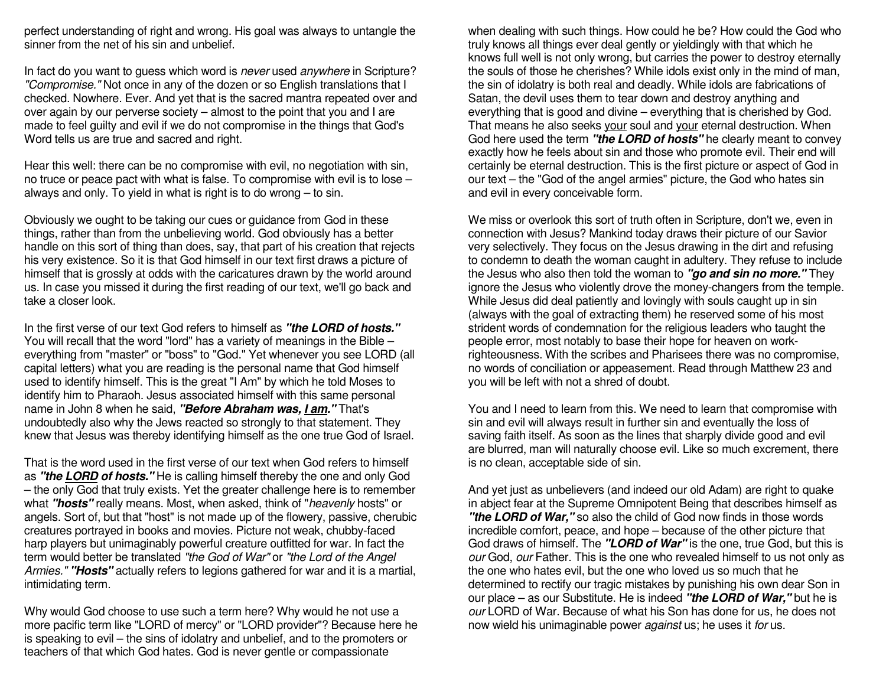perfect understanding of right and wrong. His goal was always to untangle the sinner from the net of his sin and unbelief.

In fact do you want to guess which word is *never* used *anywhere* in Scripture? *"Compromise."* Not once in any of the dozen or so English translations that I checked. Nowhere. Ever. And yet that is the sacred mantra repeated over and over again by our perverse society – almost to the point that you and I are made to feel guilty and evil if we do not compromise in the things that God's Word tells us are true and sacred and right.

Hear this well: there can be no compromise with evil, no negotiation with sin, no truce or peace pact with what is false. To compromise with evil is to lose – always and only. To yield in what is right is to do wrong – to sin.

Obviously we ought to be taking our cues or guidance from God in these things, rather than from the unbelieving world. God obviously has a better handle on this sort of thing than does, say, that part of his creation that rejects his very existence. So it is that God himself in our text first draws a picture of himself that is grossly at odds with the caricatures drawn by the world around us. In case you missed it during the first reading of our text, we'll go back and take a closer look.

In the first verse of our text God refers to himself as ***"the LORD of hosts."*** You will recall that the word "lord" has a variety of meanings in the Bible – everything from "master" or "boss" to "God." Yet whenever you see LORD (all capital letters) what you are reading is the personal name that God himself used to identify himself. This is the great "I Am" by which he told Moses to identify him to Pharaoh. Jesus associated himself with this same personal name in John 8 when he said, ***"Before Abraham was, <u>I am</u>."*** That's undoubtedly also why the Jews reacted so strongly to that statement. They knew that Jesus was thereby identifying himself as the one true God of Israel.

That is the word used in the first verse of our text when God refers to himself as ***"the <u>LORD</u> of hosts."*** He is calling himself thereby the one and only God – the only God that truly exists. Yet the greater challenge here is to remember what ***"hosts"*** really means. Most, when asked, think of "*heavenly* hosts" or angels. Sort of, but that "host" is not made up of the flowery, passive, cherubic creatures portrayed in books and movies. Picture not weak, chubby-faced harp players but unimaginably powerful creature outfitted for war. In fact the term would better be translated *"the God of War"* or *"the Lord of the Angel Armies."* ***"Hosts"*** actually refers to legions gathered for war and it is a martial, intimidating term.

Why would God choose to use such a term here? Why would he not use a more pacific term like "LORD of mercy" or "LORD provider"? Because here he is speaking to evil – the sins of idolatry and unbelief, and to the promoters or teachers of that which God hates. God is never gentle or compassionate when dealing with such things. How could he be? How could the God who truly knows all things ever deal gently or yieldingly with that which he knows full well is not only wrong, but carries the power to destroy eternally the souls of those he cherishes? While idols exist only in the mind of man, the sin of idolatry is both real and deadly. While idols are fabrications of Satan, the devil uses them to tear down and destroy anything and everything that is good and divine – everything that is cherished by God. That means he also seeks <u>your</u> soul and <u>your</u> eternal destruction. When God here used the term ***"the LORD of hosts"*** he clearly meant to convey exactly how he feels about sin and those who promote evil. Their end will certainly be eternal destruction. This is the first picture or aspect of God in our text – the "God of the angel armies" picture, the God who hates sin and evil in every conceivable form.

We miss or overlook this sort of truth often in Scripture, don't we, even in connection with Jesus? Mankind today draws their picture of our Savior very selectively. They focus on the Jesus drawing in the dirt and refusing to condemn to death the woman caught in adultery. They refuse to include the Jesus who also then told the woman to ***"go and sin no more."*** They ignore the Jesus who violently drove the money-changers from the temple. While Jesus did deal patiently and lovingly with souls caught up in sin (always with the goal of extracting them) he reserved some of his most strident words of condemnation for the religious leaders who taught the people error, most notably to base their hope for heaven on work-righteousness. With the scribes and Pharisees there was no compromise, no words of conciliation or appeasement. Read through Matthew 23 and you will be left with not a shred of doubt.

You and I need to learn from this. We need to learn that compromise with sin and evil will always result in further sin and eventually the loss of saving faith itself. As soon as the lines that sharply divide good and evil are blurred, man will naturally choose evil. Like so much excrement, there is no clean, acceptable side of sin.

And yet just as unbelievers (and indeed our old Adam) are right to quake in abject fear at the Supreme Omnipotent Being that describes himself as ***"the LORD of War,"*** so also the child of God now finds in those words incredible comfort, peace, and hope – because of the other picture that God draws of himself. The ***"LORD of War"*** is the one, true God, but this is *our* God, *our* Father. This is the one who revealed himself to us not only as the one who hates evil, but the one who loved us so much that he determined to rectify our tragic mistakes by punishing his own dear Son in our place – as our Substitute. He is indeed ***"the LORD of War,"*** but he is *our* LORD of War. Because of what his Son has done for us, he does not now wield his unimaginable power *against* us; he uses it *for* us.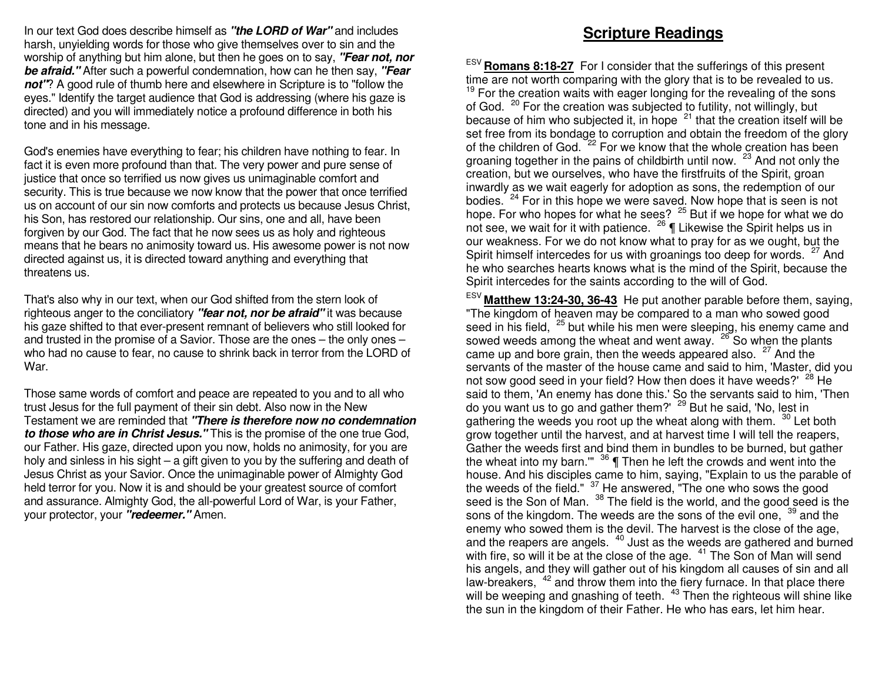In our text God does describe himself as ***"the LORD of War"*** and includes harsh, unyielding words for those who give themselves over to sin and the worship of anything but him alone, but then he goes on to say, ***"Fear not, nor be afraid."*** After such a powerful condemnation, how can he then say, ***"Fear not"***? A good rule of thumb here and elsewhere in Scripture is to "follow the eyes." Identify the target audience that God is addressing (where his gaze is directed) and you will immediately notice a profound difference in both his tone and in his message.

God's enemies have everything to fear; his children have nothing to fear. In fact it is even more profound than that. The very power and pure sense of justice that once so terrified us now gives us unimaginable comfort and security. This is true because we now know that the power that once terrified us on account of our sin now comforts and protects us because Jesus Christ, his Son, has restored our relationship. Our sins, one and all, have been forgiven by our God. The fact that he now sees us as holy and righteous means that he bears no animosity toward us. His awesome power is not now directed against us, it is directed toward anything and everything that threatens us.

That's also why in our text, when our God shifted from the stern look of righteous anger to the conciliatory ***"fear not, nor be afraid"*** it was because his gaze shifted to that ever-present remnant of believers who still looked for and trusted in the promise of a Savior. Those are the ones – the only ones – who had no cause to fear, no cause to shrink back in terror from the LORD of War.

Those same words of comfort and peace are repeated to you and to all who trust Jesus for the full payment of their sin debt. Also now in the New Testament we are reminded that ***"There is therefore now no condemnation to those who are in Christ Jesus."*** This is the promise of the one true God, our Father. His gaze, directed upon you now, holds no animosity, for you are holy and sinless in his sight – a gift given to you by the suffering and death of Jesus Christ as your Savior. Once the unimaginable power of Almighty God held terror for you. Now it is and should be your greatest source of comfort and assurance. Almighty God, the all-powerful Lord of War, is your Father, your protector, your ***"redeemer."*** Amen.

# Scripture Readings

[ESV] **Romans 8:18-27** For I consider that the sufferings of this present time are not worth comparing with the glory that is to be revealed to us. [19] For the creation waits with eager longing for the revealing of the sons of God. [20] For the creation was subjected to futility, not willingly, but because of him who subjected it, in hope [21] that the creation itself will be set free from its bondage to corruption and obtain the freedom of the glory of the children of God. [22] For we know that the whole creation has been groaning together in the pains of childbirth until now. [23] And not only the creation, but we ourselves, who have the firstfruits of the Spirit, groan inwardly as we wait eagerly for adoption as sons, the redemption of our bodies. [24] For in this hope we were saved. Now hope that is seen is not hope. For who hopes for what he sees? [25] But if we hope for what we do not see, we wait for it with patience. [26] ¶ Likewise the Spirit helps us in our weakness. For we do not know what to pray for as we ought, but the Spirit himself intercedes for us with groanings too deep for words. [27] And he who searches hearts knows what is the mind of the Spirit, because the Spirit intercedes for the saints according to the will of God.

[ESV] **Matthew 13:24-30, 36-43** He put another parable before them, saying, "The kingdom of heaven may be compared to a man who sowed good seed in his field, [25] but while his men were sleeping, his enemy came and sowed weeds among the wheat and went away. [26] So when the plants came up and bore grain, then the weeds appeared also. [27] And the servants of the master of the house came and said to him, 'Master, did you not sow good seed in your field? How then does it have weeds?' [28] He said to them, 'An enemy has done this.' So the servants said to him, 'Then do you want us to go and gather them?' [29] But he said, 'No, lest in gathering the weeds you root up the wheat along with them. [30] Let both grow together until the harvest, and at harvest time I will tell the reapers, Gather the weeds first and bind them in bundles to be burned, but gather the wheat into my barn.'" [36] ¶ Then he left the crowds and went into the house. And his disciples came to him, saying, "Explain to us the parable of the weeds of the field." [37] He answered, "The one who sows the good seed is the Son of Man. [38] The field is the world, and the good seed is the sons of the kingdom. The weeds are the sons of the evil one, [39] and the enemy who sowed them is the devil. The harvest is the close of the age, and the reapers are angels. [40] Just as the weeds are gathered and burned with fire, so will it be at the close of the age. [41] The Son of Man will send his angels, and they will gather out of his kingdom all causes of sin and all law-breakers, [42] and throw them into the fiery furnace. In that place there will be weeping and gnashing of teeth. [43] Then the righteous will shine like the sun in the kingdom of their Father. He who has ears, let him hear.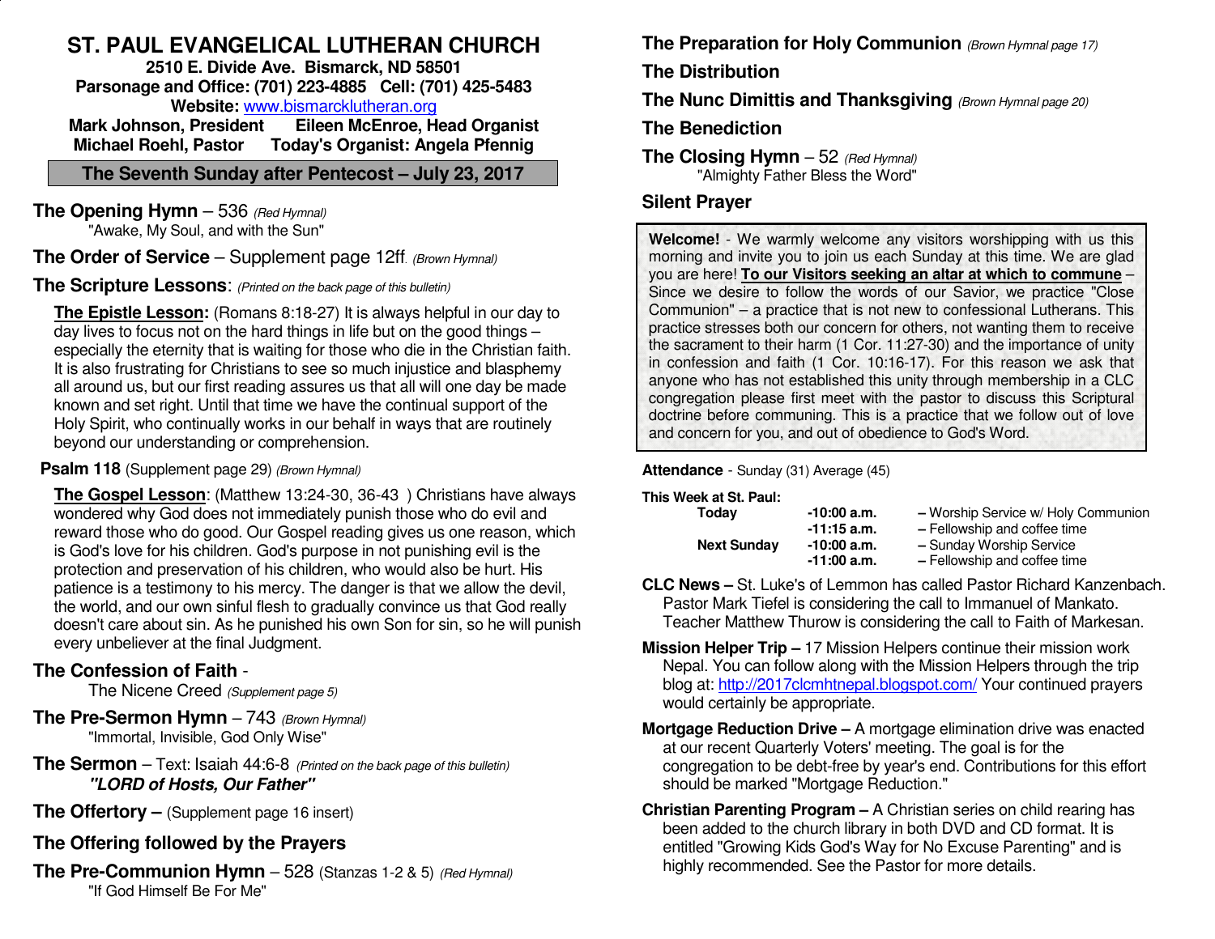# ST. PAUL EVANGELICAL LUTHERAN CHURCH

**2510 E. Divide Ave. Bismarck, ND 58501**
**Parsonage and Office: (701) 223-4885 Cell: (701) 425-5483**
**Website:** www.bismarcklutheran.org
**Mark Johnson, President Eileen McEnroe, Head Organist**
**Michael Roehl, Pastor Today's Organist: Angela Pfennig**

## The Seventh Sunday after Pentecost – July 23, 2017

**The Opening Hymn** – 536 *(Red Hymnal)*
"Awake, My Soul, and with the Sun"

**The Order of Service** – Supplement page 12ff. *(Brown Hymnal)*

**The Scripture Lessons**: *(Printed on the back page of this bulletin)*

**The Epistle Lesson:** (Romans 8:18-27) It is always helpful in our day to day lives to focus not on the hard things in life but on the good things – especially the eternity that is waiting for those who die in the Christian faith. It is also frustrating for Christians to see so much injustice and blasphemy all around us, but our first reading assures us that all will one day be made known and set right. Until that time we have the continual support of the Holy Spirit, who continually works in our behalf in ways that are routinely beyond our understanding or comprehension.

**Psalm 118** (Supplement page 29) *(Brown Hymnal)*

**The Gospel Lesson**: (Matthew 13:24-30, 36-43 ) Christians have always wondered why God does not immediately punish those who do evil and reward those who do good. Our Gospel reading gives us one reason, which is God's love for his children. God's purpose in not punishing evil is the protection and preservation of his children, who would also be hurt. His patience is a testimony to his mercy. The danger is that we allow the devil, the world, and our own sinful flesh to gradually convince us that God really doesn't care about sin. As he punished his own Son for sin, so he will punish every unbeliever at the final Judgment.

**The Confession of Faith** -
The Nicene Creed *(Supplement page 5)*

**The Pre-Sermon Hymn** – 743 *(Brown Hymnal)*
"Immortal, Invisible, God Only Wise"

**The Sermon** – Text: Isaiah 44:6-8 *(Printed on the back page of this bulletin)*
***"LORD of Hosts, Our Father"***

**The Offertory –** (Supplement page 16 insert)

**The Offering followed by the Prayers**

**The Pre-Communion Hymn** – 528 (Stanzas 1-2 & 5) *(Red Hymnal)*
"If God Himself Be For Me"

**The Preparation for Holy Communion** *(Brown Hymnal page 17)*

**The Distribution**

**The Nunc Dimittis and Thanksgiving** *(Brown Hymnal page 20)*

**The Benediction**

**The Closing Hymn** – 52 *(Red Hymnal)*
"Almighty Father Bless the Word"

**Silent Prayer**

**Welcome!** - We warmly welcome any visitors worshipping with us this morning and invite you to join us each Sunday at this time. We are glad you are here! **To our Visitors seeking an altar at which to commune** – Since we desire to follow the words of our Savior, we practice "Close Communion" – a practice that is not new to confessional Lutherans. This practice stresses both our concern for others, not wanting them to receive the sacrament to their harm (1 Cor. 11:27-30) and the importance of unity in confession and faith (1 Cor. 10:16-17). For this reason we ask that anyone who has not established this unity through membership in a CLC congregation please first meet with the pastor to discuss this Scriptural doctrine before communing. This is a practice that we follow out of love and concern for you, and out of obedience to God's Word.

**Attendance** - Sunday (31) Average (45)

**This Week at St. Paul:**

| | | |
|---|---|---|
| **Today** | **-10:00 a.m.** | **–** Worship Service w/ Holy Communion |
| | **-11:15 a.m.** | **–** Fellowship and coffee time |
| **Next Sunday** | **-10:00 a.m.** | **–** Sunday Worship Service |
| | **-11:00 a.m.** | **–** Fellowship and coffee time |

**CLC News –** St. Luke's of Lemmon has called Pastor Richard Kanzenbach. Pastor Mark Tiefel is considering the call to Immanuel of Mankato. Teacher Matthew Thurow is considering the call to Faith of Markesan.

**Mission Helper Trip –** 17 Mission Helpers continue their mission work Nepal. You can follow along with the Mission Helpers through the trip blog at: http://2017clcmhtnepal.blogspot.com/ Your continued prayers would certainly be appropriate.

**Mortgage Reduction Drive –** A mortgage elimination drive was enacted at our recent Quarterly Voters' meeting. The goal is for the congregation to be debt-free by year's end. Contributions for this effort should be marked "Mortgage Reduction."

**Christian Parenting Program –** A Christian series on child rearing has been added to the church library in both DVD and CD format. It is entitled "Growing Kids God's Way for No Excuse Parenting" and is highly recommended. See the Pastor for more details.